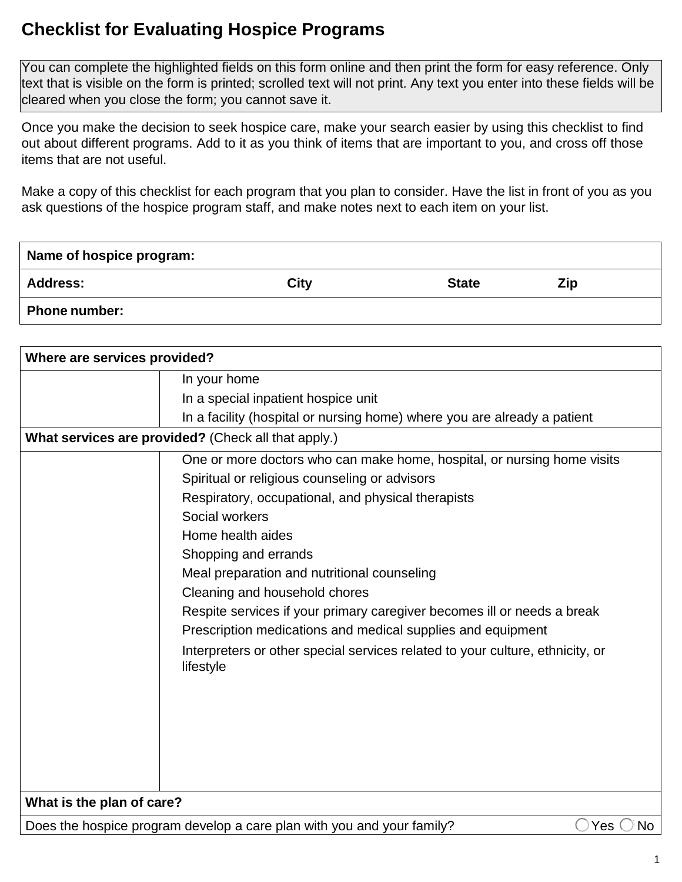# Checklist for Evaluating Hospice Programs

You can complete the highlighted fields on this form online and then print the form for easy reference. Only text that is visible on the form is printed; scrolled text will not print. Any text you enter into these fields will be cleared when you close the form; you cannot save it.

Once you make the decision to seek hospice care, make your search easier by using this checklist to find out about different programs. Add to it as you think of items that are important to you, and cross off those items that are not useful.

Make a copy of this checklist for each program that you plan to consider. Have the list in front of you as you ask questions of the hospice program staff, and make notes next to each item on your list.

| **Name of hospice program:** | | | |
|---|---|---|---|
| **Address:** | **City** | **State** | **Zip** |
| **Phone number:** | | | |

| **Where are services provided?** | |
|---|---|
| | In your home<br>In a special inpatient hospice unit<br>In a facility (hospital or nursing home) where you are already a patient |
| **What services are provided?** (Check all that apply.) | |
| | One or more doctors who can make home, hospital, or nursing home visits<br>Spiritual or religious counseling or advisors<br>Respiratory, occupational, and physical therapists<br>Social workers<br>Home health aides<br>Shopping and errands<br>Meal preparation and nutritional counseling<br>Cleaning and household chores<br>Respite services if your primary caregiver becomes ill or needs a break<br>Prescription medications and medical supplies and equipment<br>Interpreters or other special services related to your culture, ethnicity, or lifestyle |
| **What is the plan of care?** | |
| Does the hospice program develop a care plan with you and your family? | ◯ Yes ◯ No |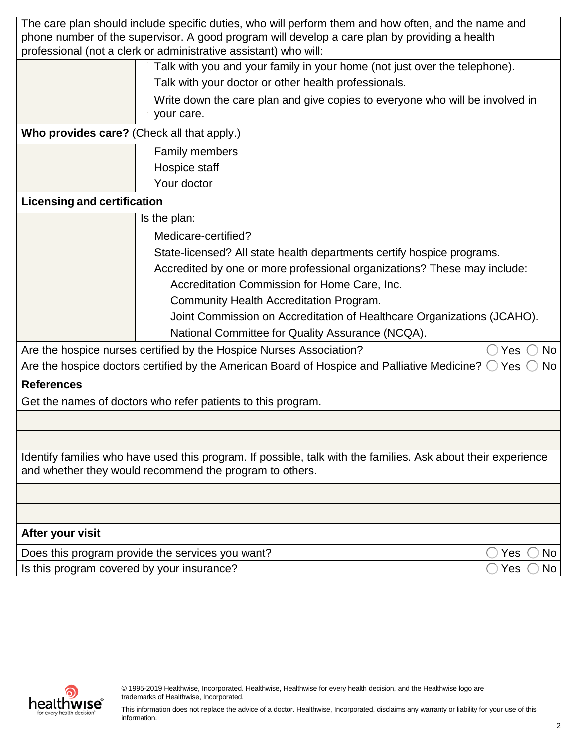The care plan should include specific duties, who will perform them and how often, and the name and phone number of the supervisor. A good program will develop a care plan by providing a health professional (not a clerk or administrative assistant) who will:

| | |
|---|---|
| | Talk with you and your family in your home (not just over the telephone). |
| | Talk with your doctor or other health professionals. |
| | Write down the care plan and give copies to everyone who will be involved in your care. |

**Who provides care?** (Check all that apply.)

| | |
|---|---|
| | Family members |
| | Hospice staff |
| | Your doctor |

**Licensing and certification**

| | |
|---|---|
| | Is the plan: |
| | Medicare-certified? |
| | State-licensed? All state health departments certify hospice programs. |
| | Accredited by one or more professional organizations? These may include: |
| | Accreditation Commission for Home Care, Inc. |
| | Community Health Accreditation Program. |
| | Joint Commission on Accreditation of Healthcare Organizations (JCAHO). |
| | National Committee for Quality Assurance (NCQA). |

| | |
|---|---|
| Are the hospice nurses certified by the Hospice Nurses Association? | ◯ Yes ◯ No |
| Are the hospice doctors certified by the American Board of Hospice and Palliative Medicine? | ◯ Yes ◯ No |

**References**

Get the names of doctors who refer patients to this program.

| |
|---|
| |
| |

Identify families who have used this program. If possible, talk with the families. Ask about their experience and whether they would recommend the program to others.

| |
|---|
| |
| |

**After your visit**

| | |
|---|---|
| Does this program provide the services you want? | ◯ Yes ◯ No |
| Is this program covered by your insurance? | ◯ Yes ◯ No |

© 1995-2019 Healthwise, Incorporated. Healthwise, Healthwise for every health decision, and the Healthwise logo are trademarks of Healthwise, Incorporated.

This information does not replace the advice of a doctor. Healthwise, Incorporated, disclaims any warranty or liability for your use of this information.